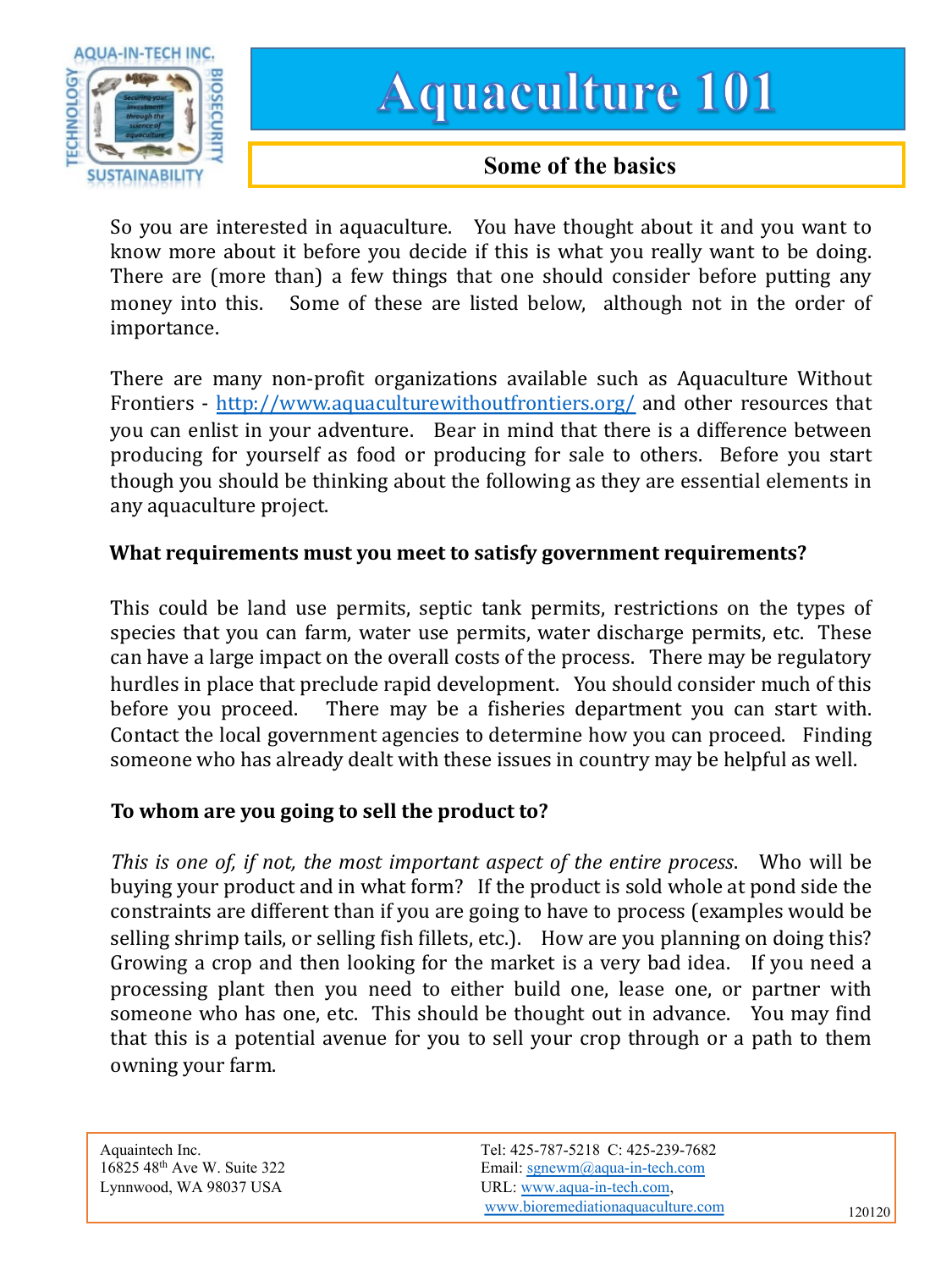# Aquaculture 101

## Some of the basics

So you are interested in aquaculture. You have thought about it and you want to know more about it before you decide if this is what you really want to be doing. There are (more than) a few things that one should consider before putting any money into this. Some of these are listed below, although not in the order of importance.

There are many non-profit organizations available such as Aquaculture Without Frontiers - http://www.aquaculturewithoutfrontiers.org/ and other resources that you can enlist in your adventure. Bear in mind that there is a difference between producing for yourself as food or producing for sale to others. Before you start though you should be thinking about the following as they are essential elements in any aquaculture project.

**What requirements must you meet to satisfy government requirements?**

This could be land use permits, septic tank permits, restrictions on the types of species that you can farm, water use permits, water discharge permits, etc. These can have a large impact on the overall costs of the process. There may be regulatory hurdles in place that preclude rapid development. You should consider much of this before you proceed. There may be a fisheries department you can start with. Contact the local government agencies to determine how you can proceed. Finding someone who has already dealt with these issues in country may be helpful as well.

**To whom are you going to sell the product to?**

*This is one of, if not, the most important aspect of the entire process*. Who will be buying your product and in what form? If the product is sold whole at pond side the constraints are different than if you are going to have to process (examples would be selling shrimp tails, or selling fish fillets, etc.). How are you planning on doing this? Growing a crop and then looking for the market is a very bad idea. If you need a processing plant then you need to either build one, lease one, or partner with someone who has one, etc. This should be thought out in advance. You may find that this is a potential avenue for you to sell your crop through or a path to them owning your farm.

Aquaintech Inc.
16825 48th Ave W. Suite 322
Lynnwood, WA 98037 USA

Tel: 425-787-5218 C: 425-239-7682
Email: sgnewm@aqua-in-tech.com
URL: www.aqua-in-tech.com, www.bioremediationaquaculture.com

120120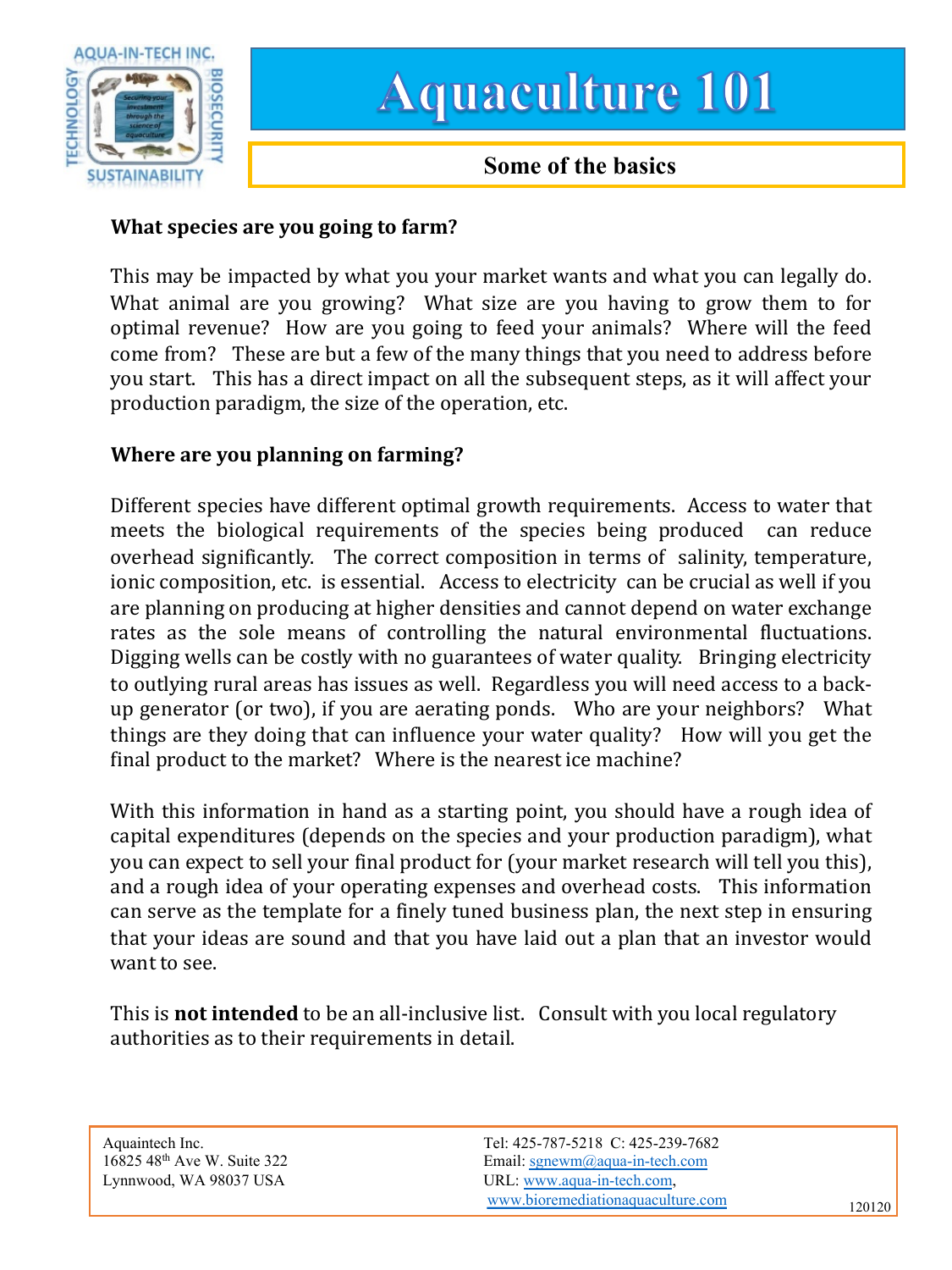# Aquaculture 101

## Some of the basics

**What species are you going to farm?**

This may be impacted by what you your market wants and what you can legally do. What animal are you growing? What size are you having to grow them to for optimal revenue? How are you going to feed your animals? Where will the feed come from? These are but a few of the many things that you need to address before you start. This has a direct impact on all the subsequent steps, as it will affect your production paradigm, the size of the operation, etc.

**Where are you planning on farming?**

Different species have different optimal growth requirements. Access to water that meets the biological requirements of the species being produced can reduce overhead significantly. The correct composition in terms of salinity, temperature, ionic composition, etc. is essential. Access to electricity can be crucial as well if you are planning on producing at higher densities and cannot depend on water exchange rates as the sole means of controlling the natural environmental fluctuations. Digging wells can be costly with no guarantees of water quality. Bringing electricity to outlying rural areas has issues as well. Regardless you will need access to a back-up generator (or two), if you are aerating ponds. Who are your neighbors? What things are they doing that can influence your water quality? How will you get the final product to the market? Where is the nearest ice machine?

With this information in hand as a starting point, you should have a rough idea of capital expenditures (depends on the species and your production paradigm), what you can expect to sell your final product for (your market research will tell you this), and a rough idea of your operating expenses and overhead costs. This information can serve as the template for a finely tuned business plan, the next step in ensuring that your ideas are sound and that you have laid out a plan that an investor would want to see.

This is **not intended** to be an all-inclusive list. Consult with you local regulatory authorities as to their requirements in detail.

Aquaintech Inc.
16825 48th Ave W. Suite 322
Lynnwood, WA 98037 USA

Tel: 425-787-5218 C: 425-239-7682
Email: sgnewm@aqua-in-tech.com
URL: www.aqua-in-tech.com, www.bioremediationaquaculture.com

120120